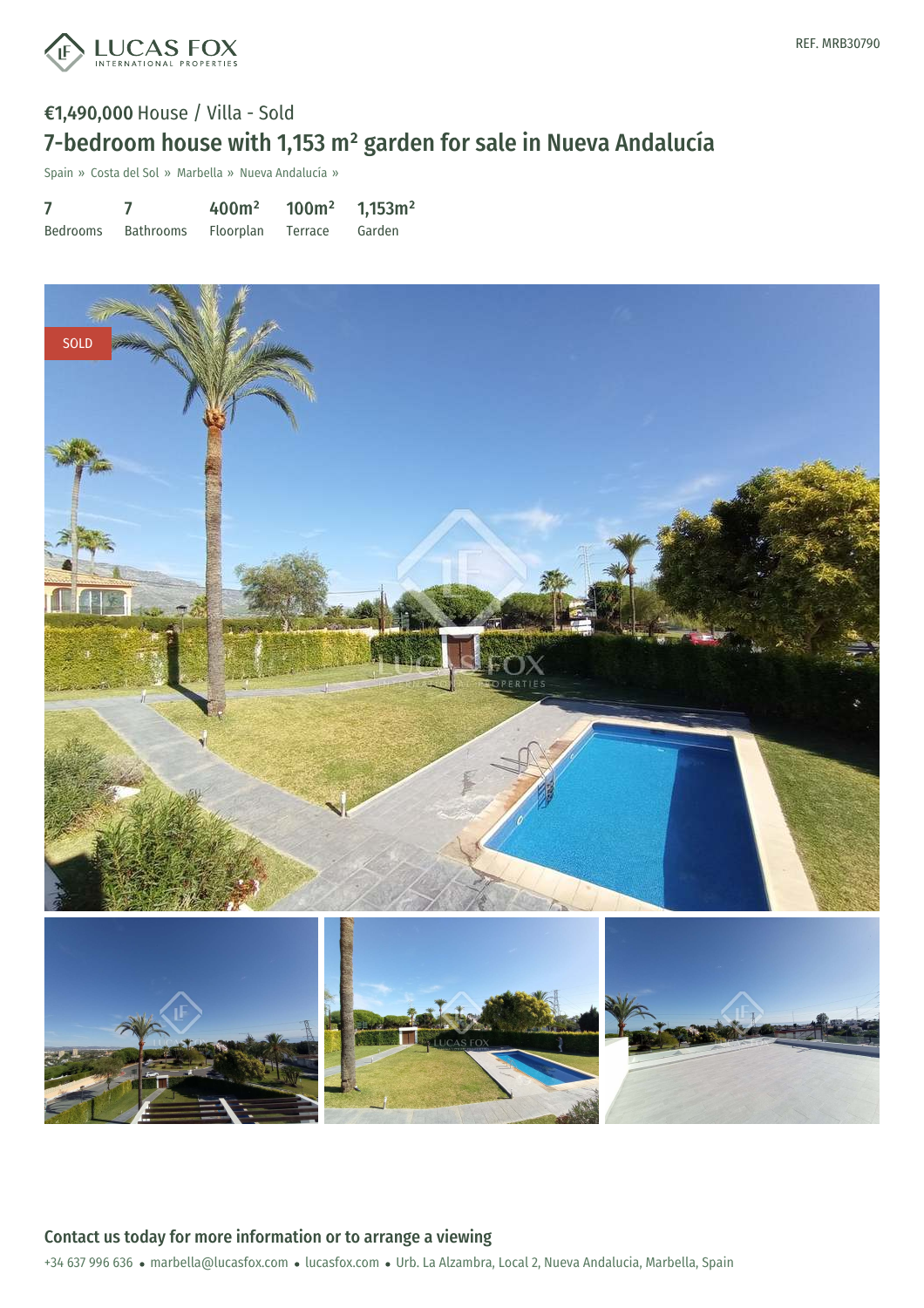REF. MRB30790

€1,490,000 House / Villa - Sold

# 7-bedroom house with 1,153 m² garden for sale in Nueva Andalucía

Spain » Costa del Sol » Marbella » Nueva Andalucía »

| 7 | 7 | 400m² | 100m² | 1,153m² |
|---|---|---|---|---|
| Bedrooms | Bathrooms | Floorplan | Terrace | Garden |

SOLD

## Contact us today for more information or to arrange a viewing

+34 637 996 636 • marbella@lucasfox.com • lucasfox.com • Urb. La Alzambra, Local 2, Nueva Andalucia, Marbella, Spain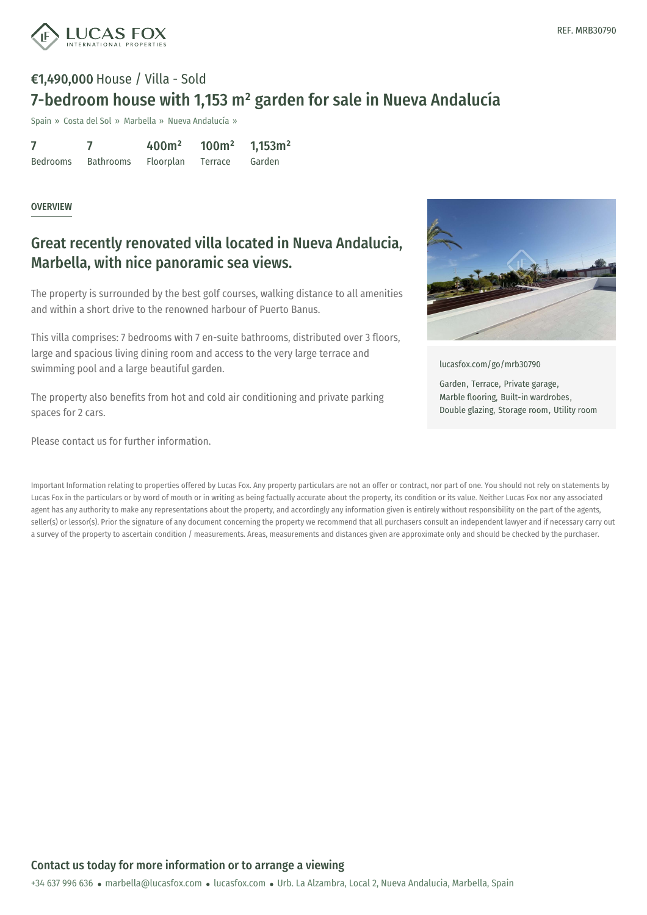REF. MRB30790

**€1,490,000** House / Villa - Sold

# 7-bedroom house with 1,153 m² garden for sale in Nueva Andalucía

Spain » Costa del Sol » Marbella » Nueva Andalucía »

| 7 | 7 | 400m² | 100m² | 1,153m² |
|---|---|---|---|---|
| Bedrooms | Bathrooms | Floorplan | Terrace | Garden |

OVERVIEW

## Great recently renovated villa located in Nueva Andalucia, Marbella, with nice panoramic sea views.

The property is surrounded by the best golf courses, walking distance to all amenities and within a short drive to the renowned harbour of Puerto Banus.

This villa comprises: 7 bedrooms with 7 en-suite bathrooms, distributed over 3 floors, large and spacious living dining room and access to the very large terrace and swimming pool and a large beautiful garden.

The property also benefits from hot and cold air conditioning and private parking spaces for 2 cars.

Please contact us for further information.

lucasfox.com/go/mrb30790

Garden, Terrace, Private garage, Marble flooring, Built-in wardrobes, Double glazing, Storage room, Utility room

Important Information relating to properties offered by Lucas Fox. Any property particulars are not an offer or contract, nor part of one. You should not rely on statements by Lucas Fox in the particulars or by word of mouth or in writing as being factually accurate about the property, its condition or its value. Neither Lucas Fox nor any associated agent has any authority to make any representations about the property, and accordingly any information given is entirely without responsibility on the part of the agents, seller(s) or lessor(s). Prior the signature of any document concerning the property we recommend that all purchasers consult an independent lawyer and if necessary carry out a survey of the property to ascertain condition / measurements. Areas, measurements and distances given are approximate only and should be checked by the purchaser.

## Contact us today for more information or to arrange a viewing

+34 637 996 636 • marbella@lucasfox.com • lucasfox.com • Urb. La Alzambra, Local 2, Nueva Andalucia, Marbella, Spain